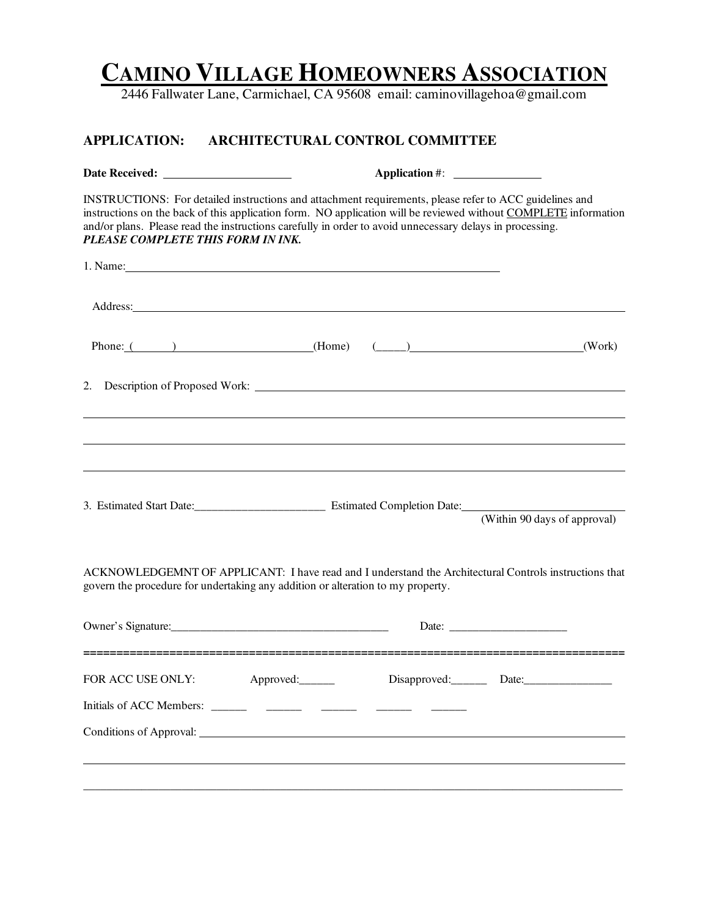# CAMINO VILLAGE HOMEOWNERS ASSOCIATION

2446 Fallwater Lane, Carmichael, CA 95608 email: caminovillagehoa@gmail.com

## APPLICATION: ARCHITECTURAL CONTROL COMMITTEE

**Date Received:** ______________________ **Application #:** ______________

INSTRUCTIONS: For detailed instructions and attachment requirements, please refer to ACC guidelines and instructions on the back of this application form. NO application will be reviewed without COMPLETE information and/or plans. Please read the instructions carefully in order to avoid unnecessary delays in processing.
***PLEASE COMPLETE THIS FORM IN INK.***

1. Name: ________________________________________________________________

   Address: ______________________________________________________________________

   Phone: (_______) ______________________(Home) (_____) ____________________________(Work)

2. Description of Proposed Work: ______________________________________________________

   ______________________________________________________________________________

   ______________________________________________________________________________

   ______________________________________________________________________________

3. Estimated Start Date: ______________________ Estimated Completion Date: ____________________
   (Within 90 days of approval)

ACKNOWLEDGEMNT OF APPLICANT: I have read and I understand the Architectural Controls instructions that govern the procedure for undertaking any addition or alteration to my property.

Owner's Signature: _____________________________________ Date: ____________________

================================================================================

FOR ACC USE ONLY: Approved: ______ Disapproved: ______ Date: _______________

Initials of ACC Members: ______ ______ ______ ______ ______

Conditions of Approval: ________________________________________________________________

______________________________________________________________________________

______________________________________________________________________________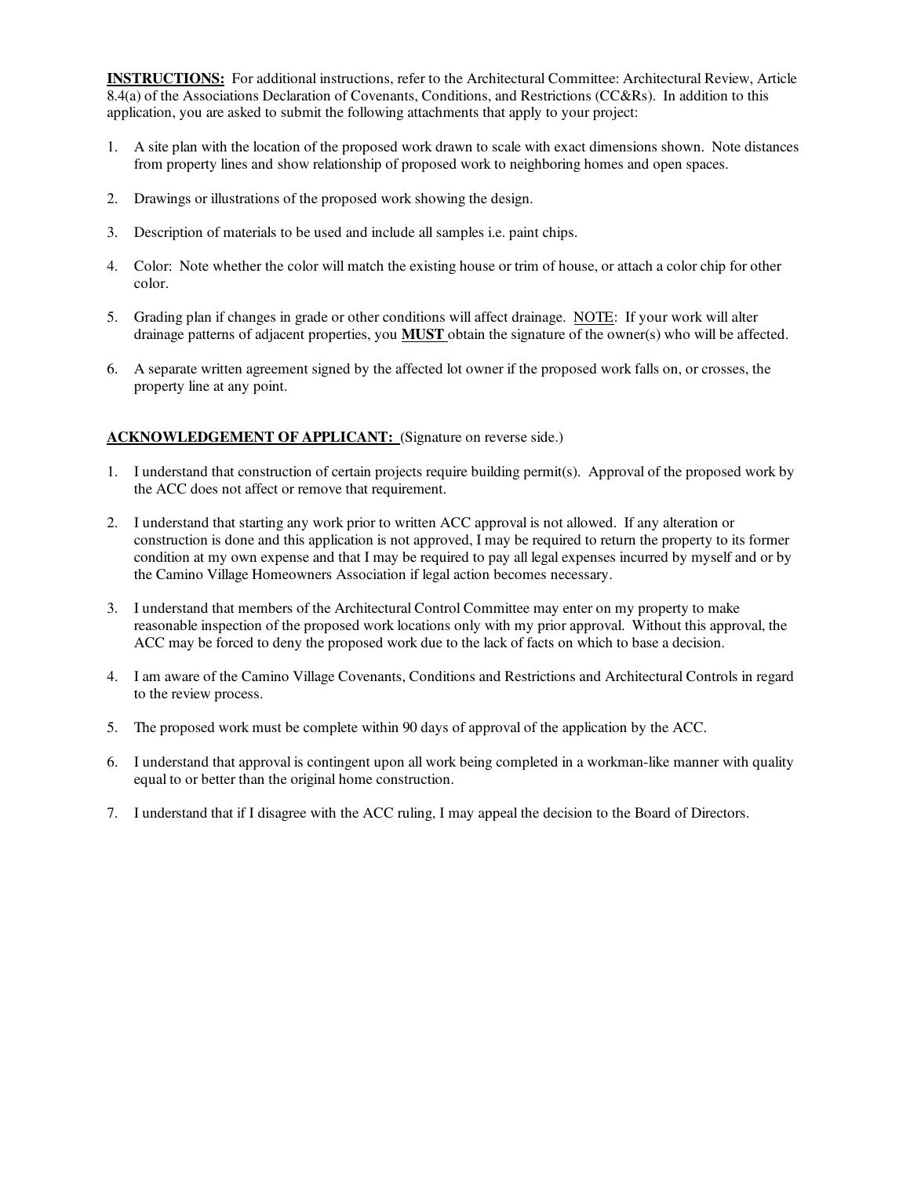**INSTRUCTIONS:** For additional instructions, refer to the Architectural Committee: Architectural Review, Article 8.4(a) of the Associations Declaration of Covenants, Conditions, and Restrictions (CC&Rs). In addition to this application, you are asked to submit the following attachments that apply to your project:

1. A site plan with the location of the proposed work drawn to scale with exact dimensions shown. Note distances from property lines and show relationship of proposed work to neighboring homes and open spaces.
2. Drawings or illustrations of the proposed work showing the design.
3. Description of materials to be used and include all samples i.e. paint chips.
4. Color: Note whether the color will match the existing house or trim of house, or attach a color chip for other color.
5. Grading plan if changes in grade or other conditions will affect drainage. NOTE: If your work will alter drainage patterns of adjacent properties, you **MUST** obtain the signature of the owner(s) who will be affected.
6. A separate written agreement signed by the affected lot owner if the proposed work falls on, or crosses, the property line at any point.

**ACKNOWLEDGEMENT OF APPLICANT:** (Signature on reverse side.)

1. I understand that construction of certain projects require building permit(s). Approval of the proposed work by the ACC does not affect or remove that requirement.
2. I understand that starting any work prior to written ACC approval is not allowed. If any alteration or construction is done and this application is not approved, I may be required to return the property to its former condition at my own expense and that I may be required to pay all legal expenses incurred by myself and or by the Camino Village Homeowners Association if legal action becomes necessary.
3. I understand that members of the Architectural Control Committee may enter on my property to make reasonable inspection of the proposed work locations only with my prior approval. Without this approval, the ACC may be forced to deny the proposed work due to the lack of facts on which to base a decision.
4. I am aware of the Camino Village Covenants, Conditions and Restrictions and Architectural Controls in regard to the review process.
5. The proposed work must be complete within 90 days of approval of the application by the ACC.
6. I understand that approval is contingent upon all work being completed in a workman-like manner with quality equal to or better than the original home construction.
7. I understand that if I disagree with the ACC ruling, I may appeal the decision to the Board of Directors.